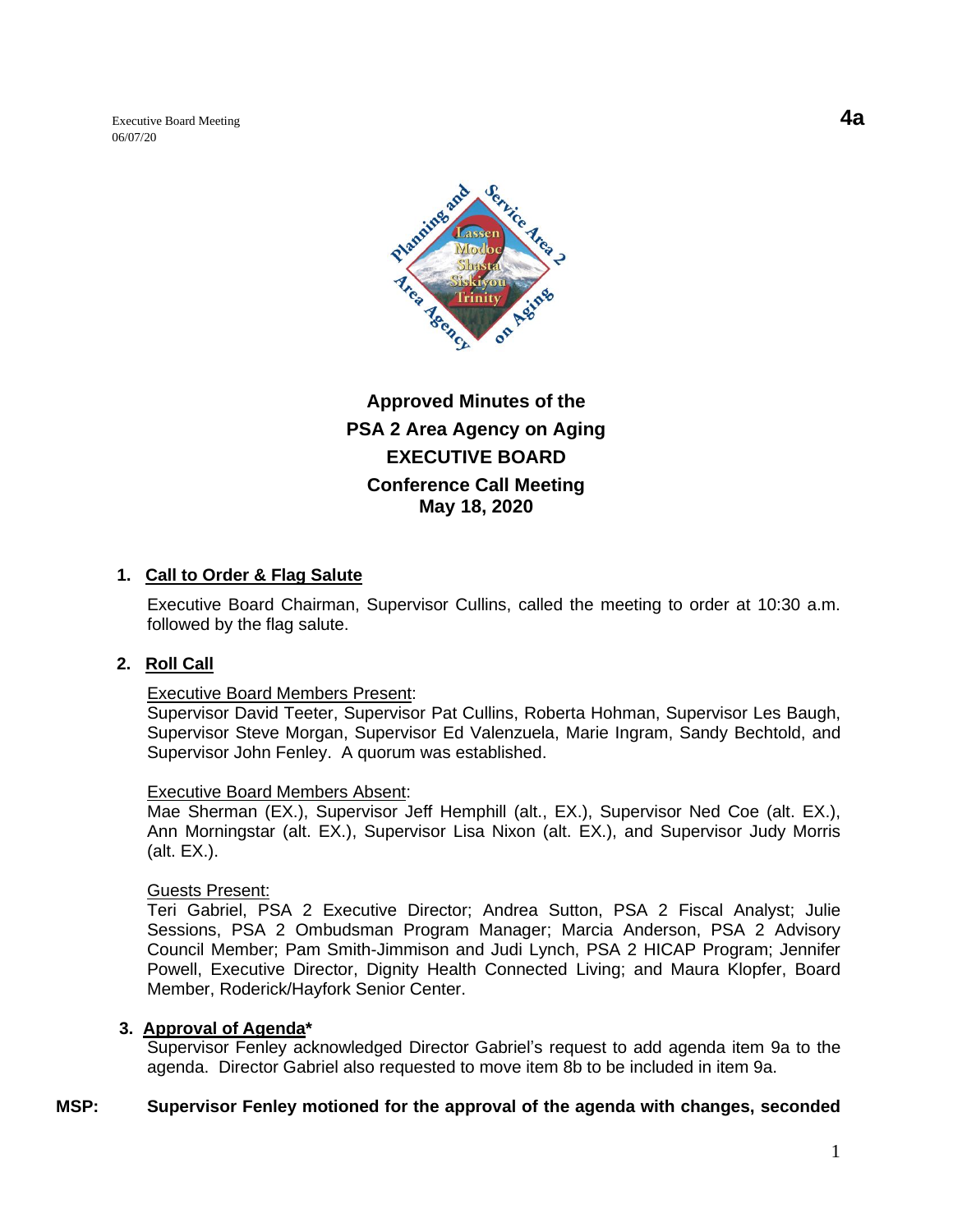Executive Board Meeting
06/07/20

**4a**

# Approved Minutes of the
# PSA 2 Area Agency on Aging
# EXECUTIVE BOARD
# Conference Call Meeting
# May 18, 2020

1. **Call to Order & Flag Salute**

   Executive Board Chairman, Supervisor Cullins, called the meeting to order at 10:30 a.m. followed by the flag salute.

2. **Roll Call**

   Executive Board Members Present:
   Supervisor David Teeter, Supervisor Pat Cullins, Roberta Hohman, Supervisor Les Baugh, Supervisor Steve Morgan, Supervisor Ed Valenzuela, Marie Ingram, Sandy Bechtold, and Supervisor John Fenley. A quorum was established.

   Executive Board Members Absent:
   Mae Sherman (EX.), Supervisor Jeff Hemphill (alt., EX.), Supervisor Ned Coe (alt. EX.), Ann Morningstar (alt. EX.), Supervisor Lisa Nixon (alt. EX.), and Supervisor Judy Morris (alt. EX.).

   Guests Present:
   Teri Gabriel, PSA 2 Executive Director; Andrea Sutton, PSA 2 Fiscal Analyst; Julie Sessions, PSA 2 Ombudsman Program Manager; Marcia Anderson, PSA 2 Advisory Council Member; Pam Smith-Jimmison and Judi Lynch, PSA 2 HICAP Program; Jennifer Powell, Executive Director, Dignity Health Connected Living; and Maura Klopfer, Board Member, Roderick/Hayfork Senior Center.

3. **Approval of Agenda***
   Supervisor Fenley acknowledged Director Gabriel's request to add agenda item 9a to the agenda. Director Gabriel also requested to move item 8b to be included in item 9a.

**MSP: Supervisor Fenley motioned for the approval of the agenda with changes, seconded**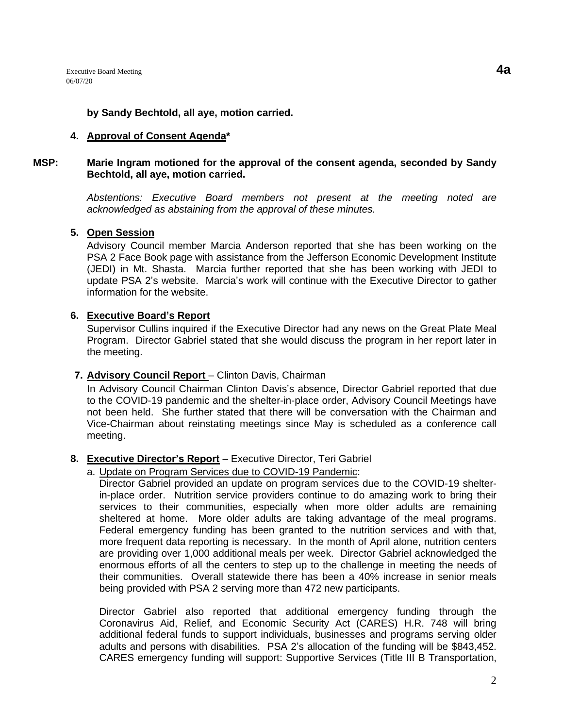**by Sandy Bechtold, all aye, motion carried.**

**4. Approval of Consent Agenda***

**MSP: Marie Ingram motioned for the approval of the consent agenda, seconded by Sandy Bechtold, all aye, motion carried.**

*Abstentions: Executive Board members not present at the meeting noted are acknowledged as abstaining from the approval of these minutes.*

**5. Open Session**

Advisory Council member Marcia Anderson reported that she has been working on the PSA 2 Face Book page with assistance from the Jefferson Economic Development Institute (JEDI) in Mt. Shasta. Marcia further reported that she has been working with JEDI to update PSA 2's website. Marcia's work will continue with the Executive Director to gather information for the website.

**6. Executive Board's Report**

Supervisor Cullins inquired if the Executive Director had any news on the Great Plate Meal Program. Director Gabriel stated that she would discuss the program in her report later in the meeting.

**7. Advisory Council Report** – Clinton Davis, Chairman

In Advisory Council Chairman Clinton Davis's absence, Director Gabriel reported that due to the COVID-19 pandemic and the shelter-in-place order, Advisory Council Meetings have not been held. She further stated that there will be conversation with the Chairman and Vice-Chairman about reinstating meetings since May is scheduled as a conference call meeting.

**8. Executive Director's Report** – Executive Director, Teri Gabriel

a. Update on Program Services due to COVID-19 Pandemic:

Director Gabriel provided an update on program services due to the COVID-19 shelter-in-place order. Nutrition service providers continue to do amazing work to bring their services to their communities, especially when more older adults are remaining sheltered at home. More older adults are taking advantage of the meal programs. Federal emergency funding has been granted to the nutrition services and with that, more frequent data reporting is necessary. In the month of April alone, nutrition centers are providing over 1,000 additional meals per week. Director Gabriel acknowledged the enormous efforts of all the centers to step up to the challenge in meeting the needs of their communities. Overall statewide there has been a 40% increase in senior meals being provided with PSA 2 serving more than 472 new participants.

Director Gabriel also reported that additional emergency funding through the Coronavirus Aid, Relief, and Economic Security Act (CARES) H.R. 748 will bring additional federal funds to support individuals, businesses and programs serving older adults and persons with disabilities. PSA 2's allocation of the funding will be $843,452. CARES emergency funding will support: Supportive Services (Title III B Transportation,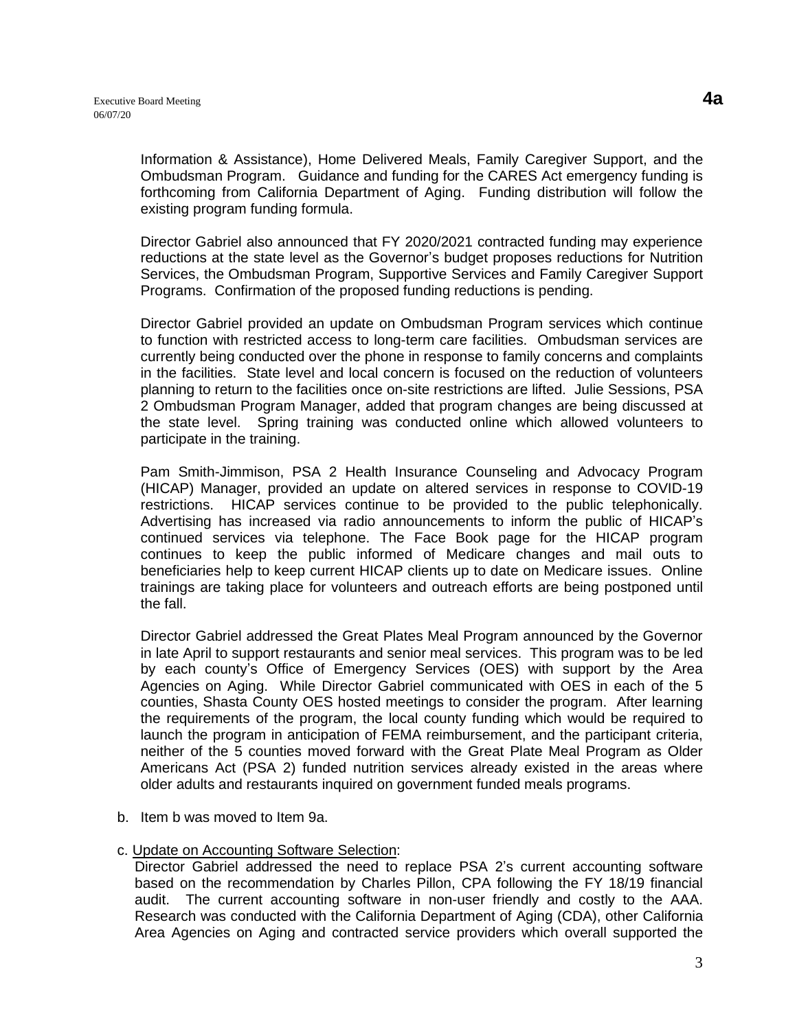Information & Assistance), Home Delivered Meals, Family Caregiver Support, and the Ombudsman Program. Guidance and funding for the CARES Act emergency funding is forthcoming from California Department of Aging. Funding distribution will follow the existing program funding formula.

Director Gabriel also announced that FY 2020/2021 contracted funding may experience reductions at the state level as the Governor's budget proposes reductions for Nutrition Services, the Ombudsman Program, Supportive Services and Family Caregiver Support Programs. Confirmation of the proposed funding reductions is pending.

Director Gabriel provided an update on Ombudsman Program services which continue to function with restricted access to long-term care facilities. Ombudsman services are currently being conducted over the phone in response to family concerns and complaints in the facilities. State level and local concern is focused on the reduction of volunteers planning to return to the facilities once on-site restrictions are lifted. Julie Sessions, PSA 2 Ombudsman Program Manager, added that program changes are being discussed at the state level. Spring training was conducted online which allowed volunteers to participate in the training.

Pam Smith-Jimmison, PSA 2 Health Insurance Counseling and Advocacy Program (HICAP) Manager, provided an update on altered services in response to COVID-19 restrictions. HICAP services continue to be provided to the public telephonically. Advertising has increased via radio announcements to inform the public of HICAP's continued services via telephone. The Face Book page for the HICAP program continues to keep the public informed of Medicare changes and mail outs to beneficiaries help to keep current HICAP clients up to date on Medicare issues. Online trainings are taking place for volunteers and outreach efforts are being postponed until the fall.

Director Gabriel addressed the Great Plates Meal Program announced by the Governor in late April to support restaurants and senior meal services. This program was to be led by each county's Office of Emergency Services (OES) with support by the Area Agencies on Aging. While Director Gabriel communicated with OES in each of the 5 counties, Shasta County OES hosted meetings to consider the program. After learning the requirements of the program, the local county funding which would be required to launch the program in anticipation of FEMA reimbursement, and the participant criteria, neither of the 5 counties moved forward with the Great Plate Meal Program as Older Americans Act (PSA 2) funded nutrition services already existed in the areas where older adults and restaurants inquired on government funded meals programs.

b. Item b was moved to Item 9a.

c. Update on Accounting Software Selection:
Director Gabriel addressed the need to replace PSA 2's current accounting software based on the recommendation by Charles Pillon, CPA following the FY 18/19 financial audit. The current accounting software in non-user friendly and costly to the AAA. Research was conducted with the California Department of Aging (CDA), other California Area Agencies on Aging and contracted service providers which overall supported the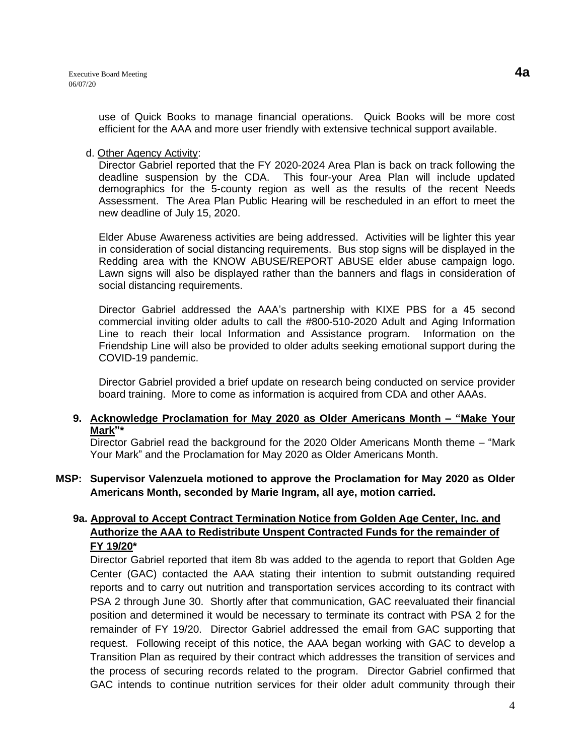use of Quick Books to manage financial operations. Quick Books will be more cost efficient for the AAA and more user friendly with extensive technical support available.

d. Other Agency Activity:

Director Gabriel reported that the FY 2020-2024 Area Plan is back on track following the deadline suspension by the CDA. This four-your Area Plan will include updated demographics for the 5-county region as well as the results of the recent Needs Assessment. The Area Plan Public Hearing will be rescheduled in an effort to meet the new deadline of July 15, 2020.

Elder Abuse Awareness activities are being addressed. Activities will be lighter this year in consideration of social distancing requirements. Bus stop signs will be displayed in the Redding area with the KNOW ABUSE/REPORT ABUSE elder abuse campaign logo. Lawn signs will also be displayed rather than the banners and flags in consideration of social distancing requirements.

Director Gabriel addressed the AAA's partnership with KIXE PBS for a 45 second commercial inviting older adults to call the #800-510-2020 Adult and Aging Information Line to reach their local Information and Assistance program. Information on the Friendship Line will also be provided to older adults seeking emotional support during the COVID-19 pandemic.

Director Gabriel provided a brief update on research being conducted on service provider board training. More to come as information is acquired from CDA and other AAAs.

**9. Acknowledge Proclamation for May 2020 as Older Americans Month – "Make Your Mark"***

Director Gabriel read the background for the 2020 Older Americans Month theme – "Mark Your Mark" and the Proclamation for May 2020 as Older Americans Month.

**MSP: Supervisor Valenzuela motioned to approve the Proclamation for May 2020 as Older Americans Month, seconded by Marie Ingram, all aye, motion carried.**

**9a. Approval to Accept Contract Termination Notice from Golden Age Center, Inc. and Authorize the AAA to Redistribute Unspent Contracted Funds for the remainder of FY 19/20***

Director Gabriel reported that item 8b was added to the agenda to report that Golden Age Center (GAC) contacted the AAA stating their intention to submit outstanding required reports and to carry out nutrition and transportation services according to its contract with PSA 2 through June 30. Shortly after that communication, GAC reevaluated their financial position and determined it would be necessary to terminate its contract with PSA 2 for the remainder of FY 19/20. Director Gabriel addressed the email from GAC supporting that request. Following receipt of this notice, the AAA began working with GAC to develop a Transition Plan as required by their contract which addresses the transition of services and the process of securing records related to the program. Director Gabriel confirmed that GAC intends to continue nutrition services for their older adult community through their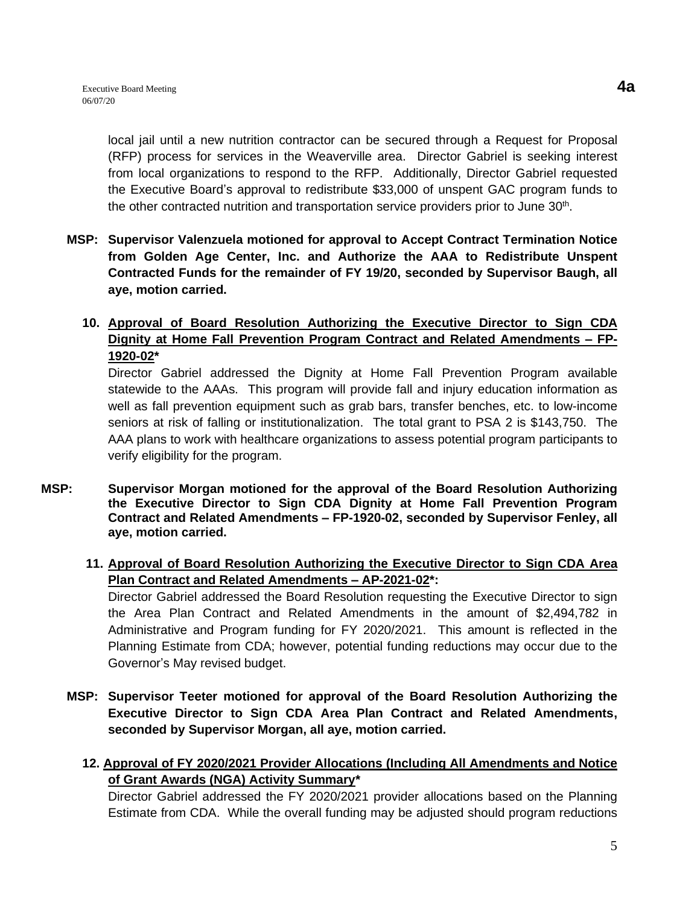local jail until a new nutrition contractor can be secured through a Request for Proposal (RFP) process for services in the Weaverville area. Director Gabriel is seeking interest from local organizations to respond to the RFP. Additionally, Director Gabriel requested the Executive Board's approval to redistribute $33,000 of unspent GAC program funds to the other contracted nutrition and transportation service providers prior to June 30th.

**MSP: Supervisor Valenzuela motioned for approval to Accept Contract Termination Notice from Golden Age Center, Inc. and Authorize the AAA to Redistribute Unspent Contracted Funds for the remainder of FY 19/20, seconded by Supervisor Baugh, all aye, motion carried.**

**10. Approval of Board Resolution Authorizing the Executive Director to Sign CDA Dignity at Home Fall Prevention Program Contract and Related Amendments – FP-1920-02***

Director Gabriel addressed the Dignity at Home Fall Prevention Program available statewide to the AAAs. This program will provide fall and injury education information as well as fall prevention equipment such as grab bars, transfer benches, etc. to low-income seniors at risk of falling or institutionalization. The total grant to PSA 2 is $143,750. The AAA plans to work with healthcare organizations to assess potential program participants to verify eligibility for the program.

**MSP: Supervisor Morgan motioned for the approval of the Board Resolution Authorizing the Executive Director to Sign CDA Dignity at Home Fall Prevention Program Contract and Related Amendments – FP-1920-02, seconded by Supervisor Fenley, all aye, motion carried.**

**11. Approval of Board Resolution Authorizing the Executive Director to Sign CDA Area Plan Contract and Related Amendments – AP-2021-02*:**

Director Gabriel addressed the Board Resolution requesting the Executive Director to sign the Area Plan Contract and Related Amendments in the amount of $2,494,782 in Administrative and Program funding for FY 2020/2021. This amount is reflected in the Planning Estimate from CDA; however, potential funding reductions may occur due to the Governor's May revised budget.

**MSP: Supervisor Teeter motioned for approval of the Board Resolution Authorizing the Executive Director to Sign CDA Area Plan Contract and Related Amendments, seconded by Supervisor Morgan, all aye, motion carried.**

**12. Approval of FY 2020/2021 Provider Allocations (Including All Amendments and Notice of Grant Awards (NGA) Activity Summary***

Director Gabriel addressed the FY 2020/2021 provider allocations based on the Planning Estimate from CDA. While the overall funding may be adjusted should program reductions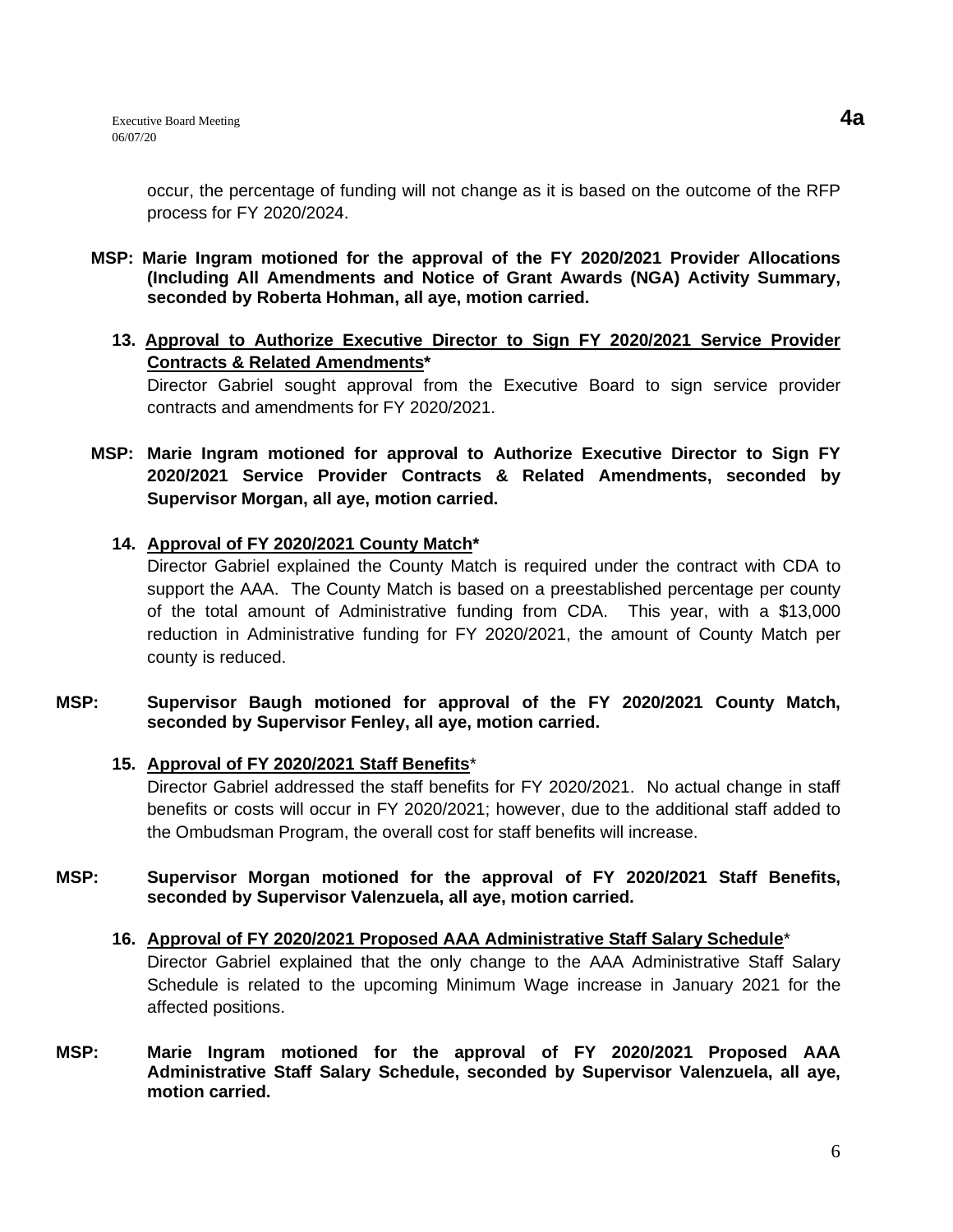occur, the percentage of funding will not change as it is based on the outcome of the RFP process for FY 2020/2024.

**MSP: Marie Ingram motioned for the approval of the FY 2020/2021 Provider Allocations (Including All Amendments and Notice of Grant Awards (NGA) Activity Summary, seconded by Roberta Hohman, all aye, motion carried.**

**13. <u>Approval to Authorize Executive Director to Sign FY 2020/2021 Service Provider Contracts & Related Amendments*</u>**

Director Gabriel sought approval from the Executive Board to sign service provider contracts and amendments for FY 2020/2021.

**MSP: Marie Ingram motioned for approval to Authorize Executive Director to Sign FY 2020/2021 Service Provider Contracts & Related Amendments, seconded by Supervisor Morgan, all aye, motion carried.**

**14. <u>Approval of FY 2020/2021 County Match*</u>**

Director Gabriel explained the County Match is required under the contract with CDA to support the AAA. The County Match is based on a preestablished percentage per county of the total amount of Administrative funding from CDA. This year, with a $13,000 reduction in Administrative funding for FY 2020/2021, the amount of County Match per county is reduced.

**MSP: Supervisor Baugh motioned for approval of the FY 2020/2021 County Match, seconded by Supervisor Fenley, all aye, motion carried.**

**15. <u>Approval of FY 2020/2021 Staff Benefits</u>***

Director Gabriel addressed the staff benefits for FY 2020/2021. No actual change in staff benefits or costs will occur in FY 2020/2021; however, due to the additional staff added to the Ombudsman Program, the overall cost for staff benefits will increase.

**MSP: Supervisor Morgan motioned for the approval of FY 2020/2021 Staff Benefits, seconded by Supervisor Valenzuela, all aye, motion carried.**

**16. <u>Approval of FY 2020/2021 Proposed AAA Administrative Staff Salary Schedule</u>***

Director Gabriel explained that the only change to the AAA Administrative Staff Salary Schedule is related to the upcoming Minimum Wage increase in January 2021 for the affected positions.

**MSP: Marie Ingram motioned for the approval of FY 2020/2021 Proposed AAA Administrative Staff Salary Schedule, seconded by Supervisor Valenzuela, all aye, motion carried.**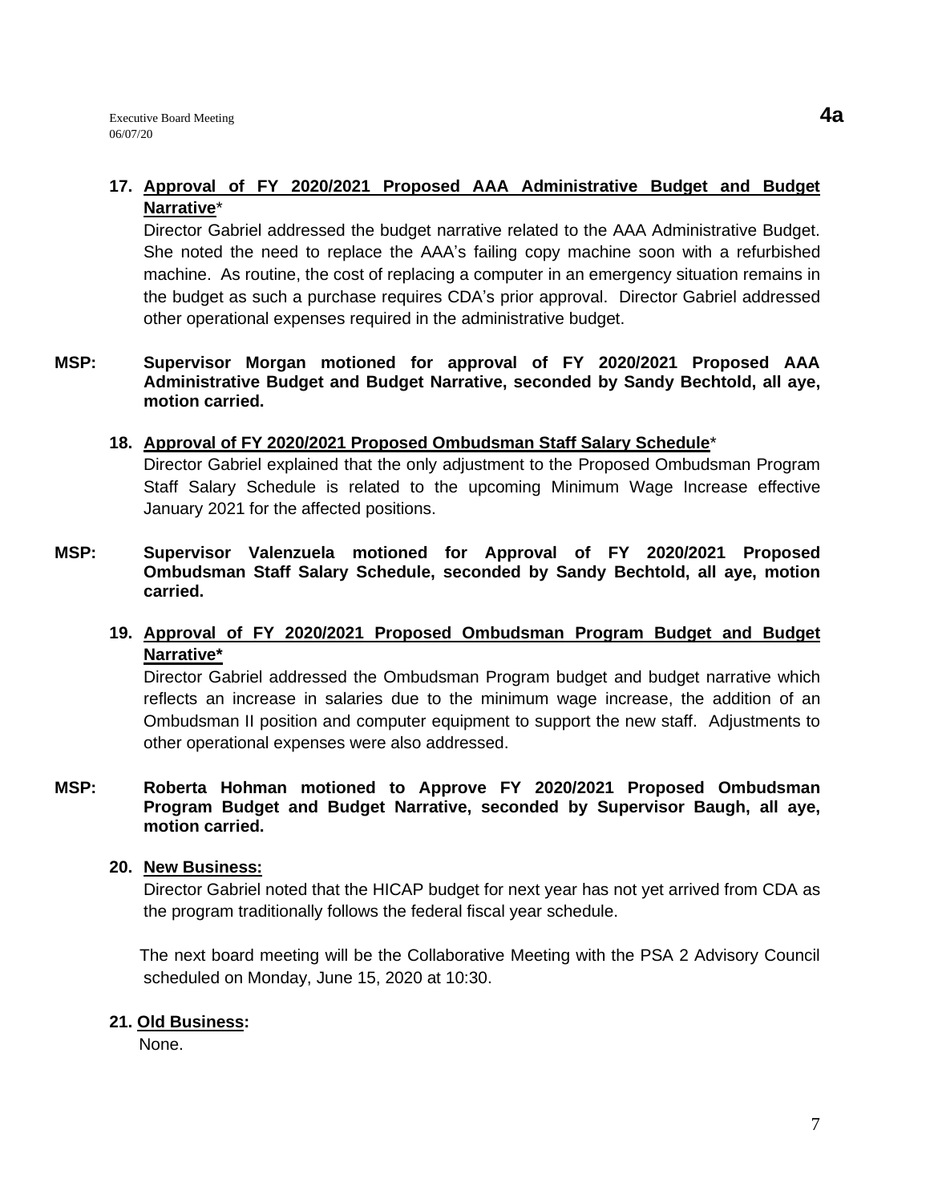**17. Approval of FY 2020/2021 Proposed AAA Administrative Budget and Budget Narrative***

Director Gabriel addressed the budget narrative related to the AAA Administrative Budget. She noted the need to replace the AAA's failing copy machine soon with a refurbished machine. As routine, the cost of replacing a computer in an emergency situation remains in the budget as such a purchase requires CDA's prior approval. Director Gabriel addressed other operational expenses required in the administrative budget.

**MSP: Supervisor Morgan motioned for approval of FY 2020/2021 Proposed AAA Administrative Budget and Budget Narrative, seconded by Sandy Bechtold, all aye, motion carried.**

**18. Approval of FY 2020/2021 Proposed Ombudsman Staff Salary Schedule***

Director Gabriel explained that the only adjustment to the Proposed Ombudsman Program Staff Salary Schedule is related to the upcoming Minimum Wage Increase effective January 2021 for the affected positions.

**MSP: Supervisor Valenzuela motioned for Approval of FY 2020/2021 Proposed Ombudsman Staff Salary Schedule, seconded by Sandy Bechtold, all aye, motion carried.**

**19. Approval of FY 2020/2021 Proposed Ombudsman Program Budget and Budget Narrative***

Director Gabriel addressed the Ombudsman Program budget and budget narrative which reflects an increase in salaries due to the minimum wage increase, the addition of an Ombudsman II position and computer equipment to support the new staff. Adjustments to other operational expenses were also addressed.

**MSP: Roberta Hohman motioned to Approve FY 2020/2021 Proposed Ombudsman Program Budget and Budget Narrative, seconded by Supervisor Baugh, all aye, motion carried.**

**20. New Business:**

Director Gabriel noted that the HICAP budget for next year has not yet arrived from CDA as the program traditionally follows the federal fiscal year schedule.

The next board meeting will be the Collaborative Meeting with the PSA 2 Advisory Council scheduled on Monday, June 15, 2020 at 10:30.

**21. Old Business:**

None.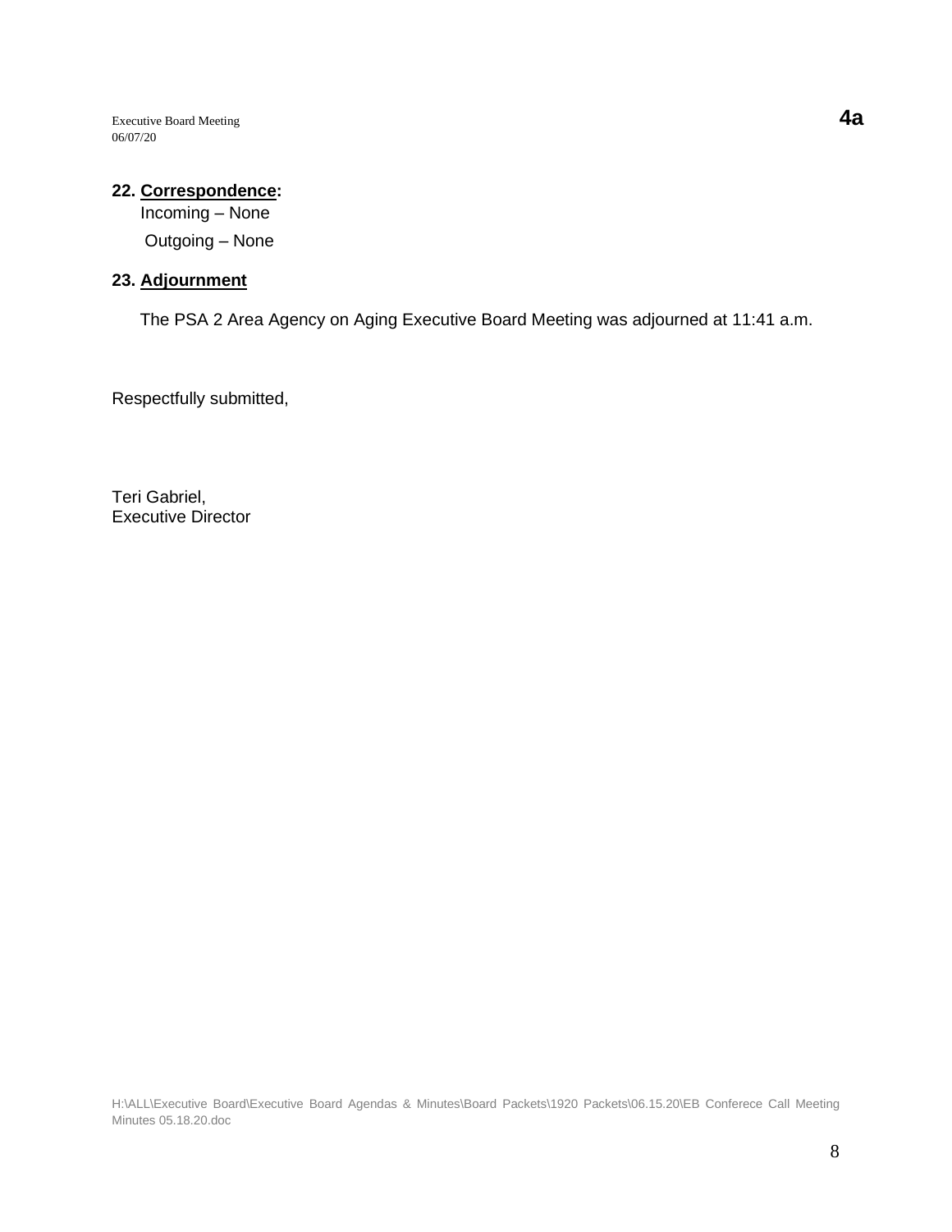**22. Correspondence:**

Incoming – None

Outgoing – None

**23. Adjournment**

The PSA 2 Area Agency on Aging Executive Board Meeting was adjourned at 11:41 a.m.

Respectfully submitted,

Teri Gabriel,
Executive Director